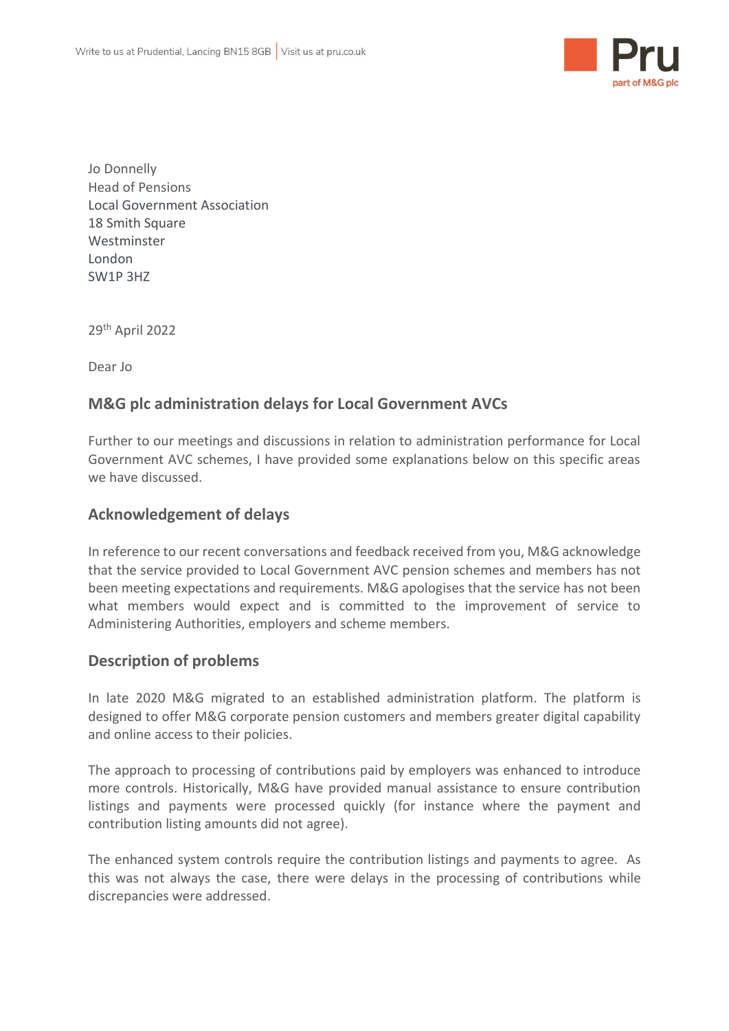Write to us at Prudential, Lancing BN15 8GB | Visit us at pru.co.uk

Jo Donnelly
Head of Pensions
Local Government Association
18 Smith Square
Westminster
London
SW1P 3HZ

29th April 2022

Dear Jo

## M&G plc administration delays for Local Government AVCs

Further to our meetings and discussions in relation to administration performance for Local Government AVC schemes, I have provided some explanations below on this specific areas we have discussed.

## Acknowledgement of delays

In reference to our recent conversations and feedback received from you, M&G acknowledge that the service provided to Local Government AVC pension schemes and members has not been meeting expectations and requirements. M&G apologises that the service has not been what members would expect and is committed to the improvement of service to Administering Authorities, employers and scheme members.

## Description of problems

In late 2020 M&G migrated to an established administration platform. The platform is designed to offer M&G corporate pension customers and members greater digital capability and online access to their policies.

The approach to processing of contributions paid by employers was enhanced to introduce more controls. Historically, M&G have provided manual assistance to ensure contribution listings and payments were processed quickly (for instance where the payment and contribution listing amounts did not agree).

The enhanced system controls require the contribution listings and payments to agree. As this was not always the case, there were delays in the processing of contributions while discrepancies were addressed.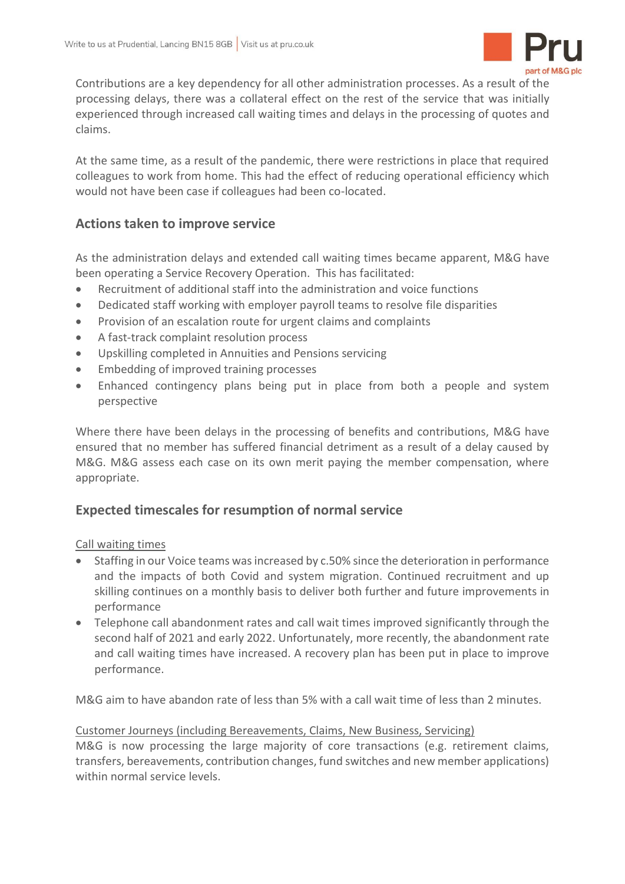Contributions are a key dependency for all other administration processes. As a result of the processing delays, there was a collateral effect on the rest of the service that was initially experienced through increased call waiting times and delays in the processing of quotes and claims.

At the same time, as a result of the pandemic, there were restrictions in place that required colleagues to work from home. This had the effect of reducing operational efficiency which would not have been case if colleagues had been co-located.

## Actions taken to improve service

As the administration delays and extended call waiting times became apparent, M&G have been operating a Service Recovery Operation. This has facilitated:

- Recruitment of additional staff into the administration and voice functions
- Dedicated staff working with employer payroll teams to resolve file disparities
- Provision of an escalation route for urgent claims and complaints
- A fast-track complaint resolution process
- Upskilling completed in Annuities and Pensions servicing
- Embedding of improved training processes
- Enhanced contingency plans being put in place from both a people and system perspective

Where there have been delays in the processing of benefits and contributions, M&G have ensured that no member has suffered financial detriment as a result of a delay caused by M&G. M&G assess each case on its own merit paying the member compensation, where appropriate.

## Expected timescales for resumption of normal service

<u>Call waiting times</u>

- Staffing in our Voice teams was increased by c.50% since the deterioration in performance and the impacts of both Covid and system migration. Continued recruitment and up skilling continues on a monthly basis to deliver both further and future improvements in performance
- Telephone call abandonment rates and call wait times improved significantly through the second half of 2021 and early 2022. Unfortunately, more recently, the abandonment rate and call waiting times have increased. A recovery plan has been put in place to improve performance.

M&G aim to have abandon rate of less than 5% with a call wait time of less than 2 minutes.

<u>Customer Journeys (including Bereavements, Claims, New Business, Servicing)</u>

M&G is now processing the large majority of core transactions (e.g. retirement claims, transfers, bereavements, contribution changes, fund switches and new member applications) within normal service levels.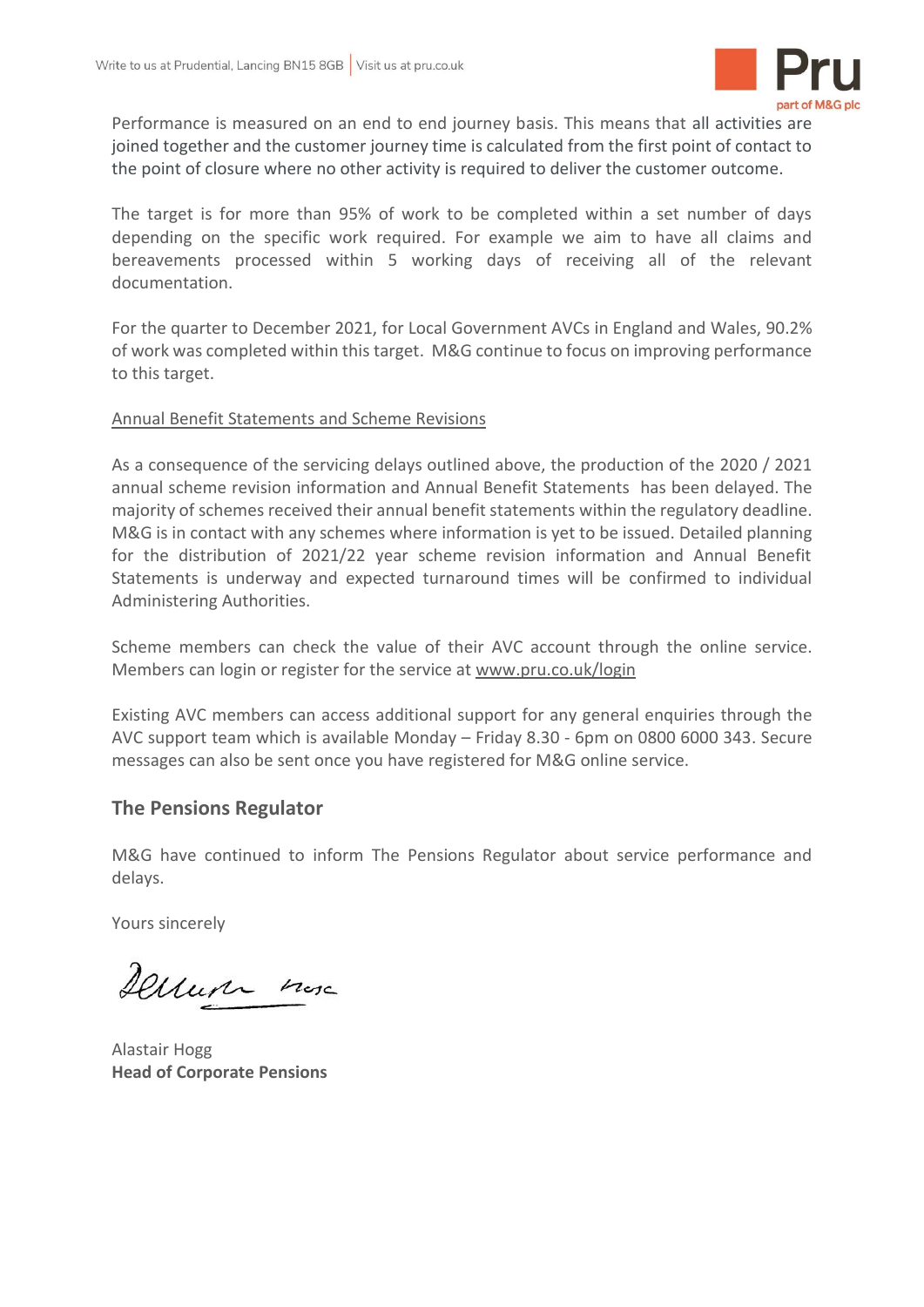Performance is measured on an end to end journey basis. This means that all activities are joined together and the customer journey time is calculated from the first point of contact to the point of closure where no other activity is required to deliver the customer outcome.

The target is for more than 95% of work to be completed within a set number of days depending on the specific work required. For example we aim to have all claims and bereavements processed within 5 working days of receiving all of the relevant documentation.

For the quarter to December 2021, for Local Government AVCs in England and Wales, 90.2% of work was completed within this target. M&G continue to focus on improving performance to this target.

<u>Annual Benefit Statements and Scheme Revisions</u>

As a consequence of the servicing delays outlined above, the production of the 2020 / 2021 annual scheme revision information and Annual Benefit Statements has been delayed. The majority of schemes received their annual benefit statements within the regulatory deadline. M&G is in contact with any schemes where information is yet to be issued. Detailed planning for the distribution of 2021/22 year scheme revision information and Annual Benefit Statements is underway and expected turnaround times will be confirmed to individual Administering Authorities.

Scheme members can check the value of their AVC account through the online service. Members can login or register for the service at www.pru.co.uk/login

Existing AVC members can access additional support for any general enquiries through the AVC support team which is available Monday – Friday 8.30 - 6pm on 0800 6000 343. Secure messages can also be sent once you have registered for M&G online service.

## The Pensions Regulator

M&G have continued to inform The Pensions Regulator about service performance and delays.

Yours sincerely

Alastair Hogg
**Head of Corporate Pensions**